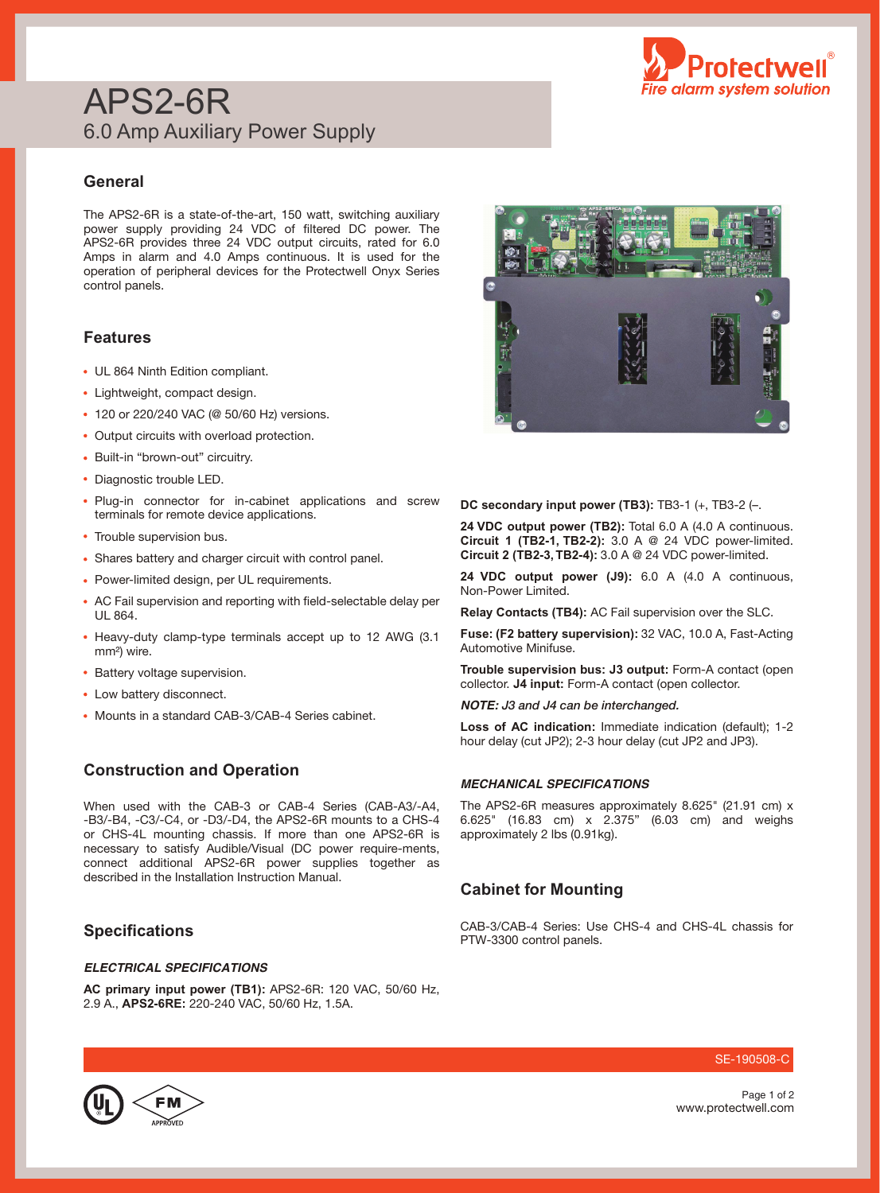# APS2-6R

## 6.0 Amp Auxiliary Power Supply

## General

The APS2-6R is a state-of-the-art, 150 watt, switching auxiliary power supply providing 24 VDC of filtered DC power. The APS2-6R provides three 24 VDC output circuits, rated for 6.0 Amps in alarm and 4.0 Amps continuous. It is used for the operation of peripheral devices for the Protectwell Onyx Series control panels.

## Features

- UL 864 Ninth Edition compliant.
- Lightweight, compact design.
- 120 or 220/240 VAC (@ 50/60 Hz) versions.
- Output circuits with overload protection.
- Built-in "brown-out" circuitry.
- Diagnostic trouble LED.
- Plug-in connector for in-cabinet applications and screw terminals for remote device applications.
- Trouble supervision bus.
- Shares battery and charger circuit with control panel.
- Power-limited design, per UL requirements.
- AC Fail supervision and reporting with field-selectable delay per UL 864.
- Heavy-duty clamp-type terminals accept up to 12 AWG (3.1 mm²) wire.
- Battery voltage supervision.
- Low battery disconnect.
- Mounts in a standard CAB-3/CAB-4 Series cabinet.

## Construction and Operation

When used with the CAB-3 or CAB-4 Series (CAB-A3/-A4, -B3/-B4, -C3/-C4, or -D3/-D4, the APS2-6R mounts to a CHS-4 or CHS-4L mounting chassis. If more than one APS2-6R is necessary to satisfy Audible/Visual (DC power require-ments, connect additional APS2-6R power supplies together as described in the Installation Instruction Manual.

## Specifications

### *ELECTRICAL SPECIFICATIONS*

**AC primary input power (TB1):** APS2-6R: 120 VAC, 50/60 Hz, 2.9 A., **APS2-6RE:** 220-240 VAC, 50/60 Hz, 1.5A.

**DC secondary input power (TB3):** TB3-1 (+, TB3-2 (–.

**24 VDC output power (TB2):** Total 6.0 A (4.0 A continuous. **Circuit 1 (TB2-1, TB2-2):** 3.0 A @ 24 VDC power-limited. **Circuit 2 (TB2-3, TB2-4):** 3.0 A @ 24 VDC power-limited.

**24 VDC output power (J9):** 6.0 A (4.0 A continuous, Non-Power Limited.

**Relay Contacts (TB4):** AC Fail supervision over the SLC.

**Fuse: (F2 battery supervision):** 32 VAC, 10.0 A, Fast-Acting Automotive Minifuse.

**Trouble supervision bus: J3 output:** Form-A contact (open collector. **J4 input:** Form-A contact (open collector.

***NOTE:** J3 and J4 can be interchanged.*

**Loss of AC indication:** Immediate indication (default); 1-2 hour delay (cut JP2); 2-3 hour delay (cut JP2 and JP3).

### *MECHANICAL SPECIFICATIONS*

The APS2-6R measures approximately 8.625" (21.91 cm) x 6.625" (16.83 cm) x 2.375" (6.03 cm) and weighs approximately 2 lbs (0.91kg).

## Cabinet for Mounting

CAB-3/CAB-4 Series: Use CHS-4 and CHS-4L chassis for PTW-3300 control panels.

SE-190508-C

www.protectwell.com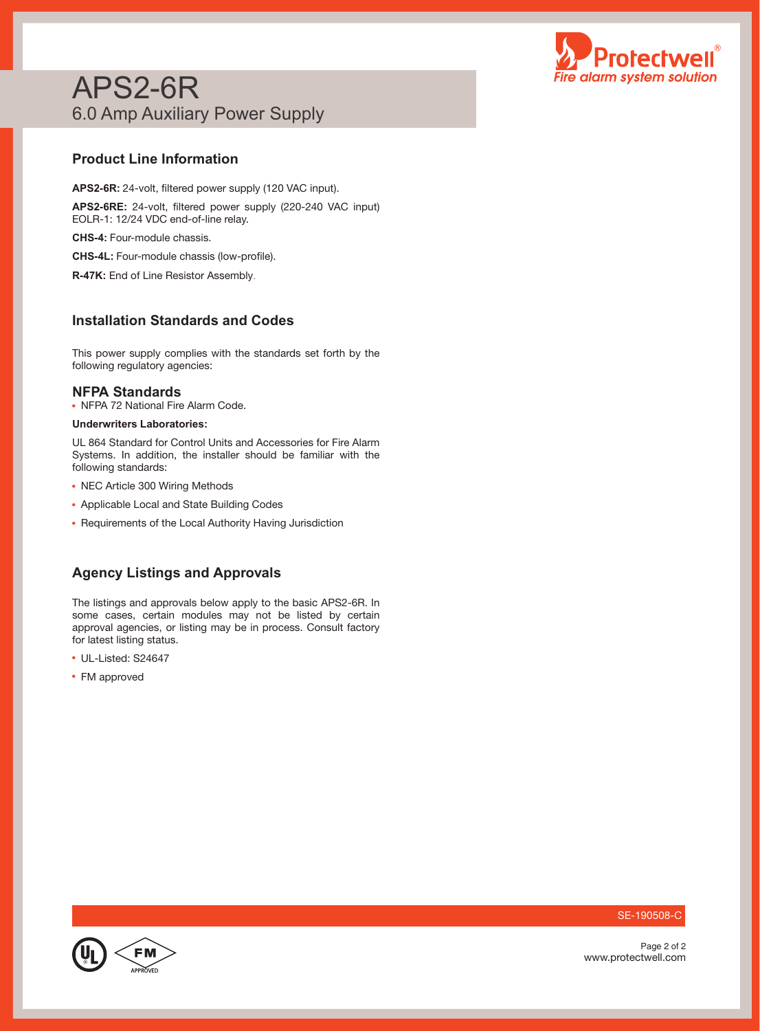# APS2-6R

6.0 Amp Auxiliary Power Supply

## Product Line Information

**APS2-6R:** 24-volt, filtered power supply (120 VAC input).

**APS2-6RE:** 24-volt, filtered power supply (220-240 VAC input) EOLR-1: 12/24 VDC end-of-line relay.

**CHS-4:** Four-module chassis.

**CHS-4L:** Four-module chassis (low-profile).

**R-47K:** End of Line Resistor Assembly.

## Installation Standards and Codes

This power supply complies with the standards set forth by the following regulatory agencies:

### NFPA Standards

- NFPA 72 National Fire Alarm Code.

**Underwriters Laboratories:**

UL 864 Standard for Control Units and Accessories for Fire Alarm Systems. In addition, the installer should be familiar with the following standards:

- NEC Article 300 Wiring Methods
- Applicable Local and State Building Codes
- Requirements of the Local Authority Having Jurisdiction

## Agency Listings and Approvals

The listings and approvals below apply to the basic APS2-6R. In some cases, certain modules may not be listed by certain approval agencies, or listing may be in process. Consult factory for latest listing status.

- UL-Listed: S24647
- FM approved

SE-190508-C

www.protectwell.com